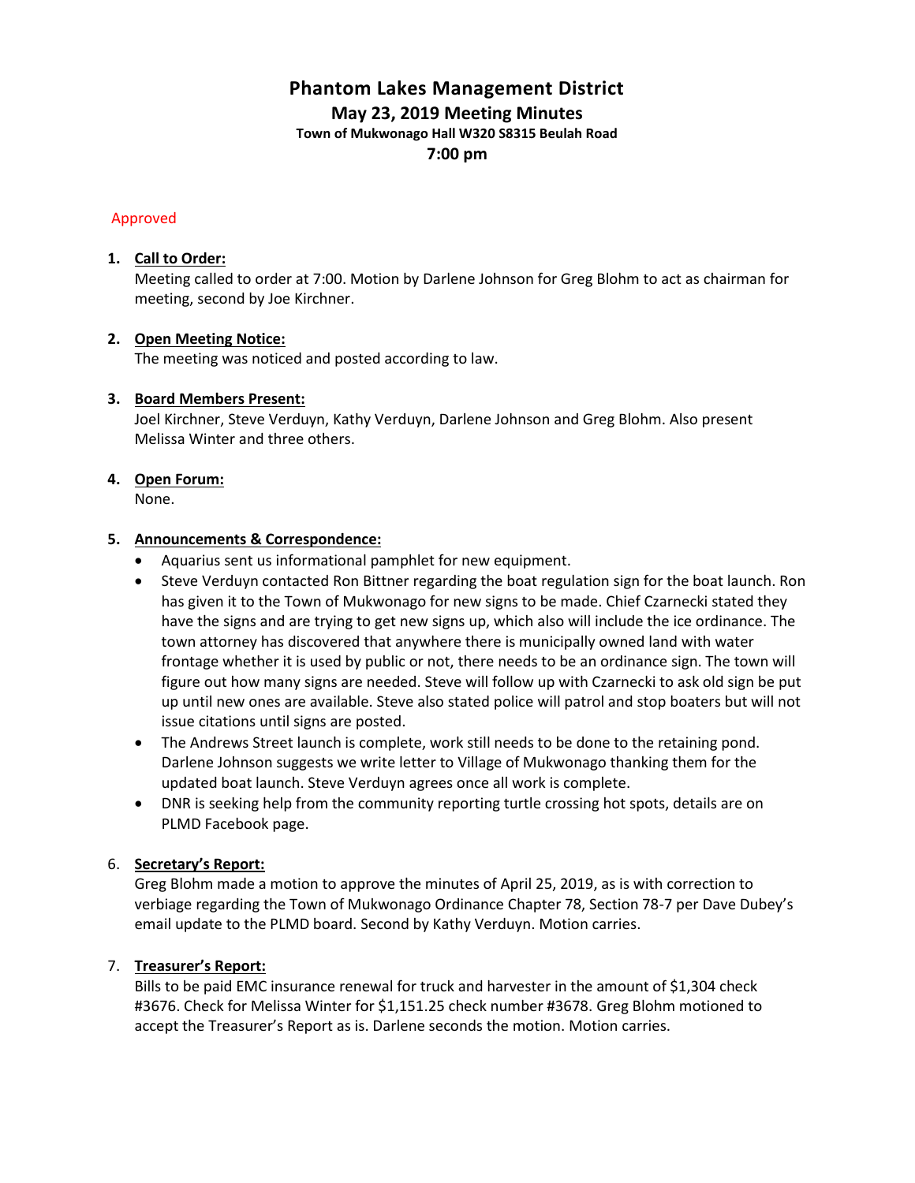# Phantom Lakes Management District

## May 23, 2019 Meeting Minutes

### Town of Mukwonago Hall W320 S8315 Beulah Road

### 7:00 pm

Approved

1. **Call to Order:**
   Meeting called to order at 7:00. Motion by Darlene Johnson for Greg Blohm to act as chairman for meeting, second by Joe Kirchner.

2. **Open Meeting Notice:**
   The meeting was noticed and posted according to law.

3. **Board Members Present:**
   Joel Kirchner, Steve Verduyn, Kathy Verduyn, Darlene Johnson and Greg Blohm. Also present Melissa Winter and three others.

4. **Open Forum:**
   None.

5. **Announcements & Correspondence:**
   - Aquarius sent us informational pamphlet for new equipment.
   - Steve Verduyn contacted Ron Bittner regarding the boat regulation sign for the boat launch. Ron has given it to the Town of Mukwonago for new signs to be made. Chief Czarnecki stated they have the signs and are trying to get new signs up, which also will include the ice ordinance. The town attorney has discovered that anywhere there is municipally owned land with water frontage whether it is used by public or not, there needs to be an ordinance sign. The town will figure out how many signs are needed. Steve will follow up with Czarnecki to ask old sign be put up until new ones are available. Steve also stated police will patrol and stop boaters but will not issue citations until signs are posted.
   - The Andrews Street launch is complete, work still needs to be done to the retaining pond. Darlene Johnson suggests we write letter to Village of Mukwonago thanking them for the updated boat launch. Steve Verduyn agrees once all work is complete.
   - DNR is seeking help from the community reporting turtle crossing hot spots, details are on PLMD Facebook page.

6. **Secretary's Report:**
   Greg Blohm made a motion to approve the minutes of April 25, 2019, as is with correction to verbiage regarding the Town of Mukwonago Ordinance Chapter 78, Section 78-7 per Dave Dubey's email update to the PLMD board. Second by Kathy Verduyn. Motion carries.

7. **Treasurer's Report:**
   Bills to be paid EMC insurance renewal for truck and harvester in the amount of $1,304 check #3676. Check for Melissa Winter for $1,151.25 check number #3678. Greg Blohm motioned to accept the Treasurer's Report as is. Darlene seconds the motion. Motion carries.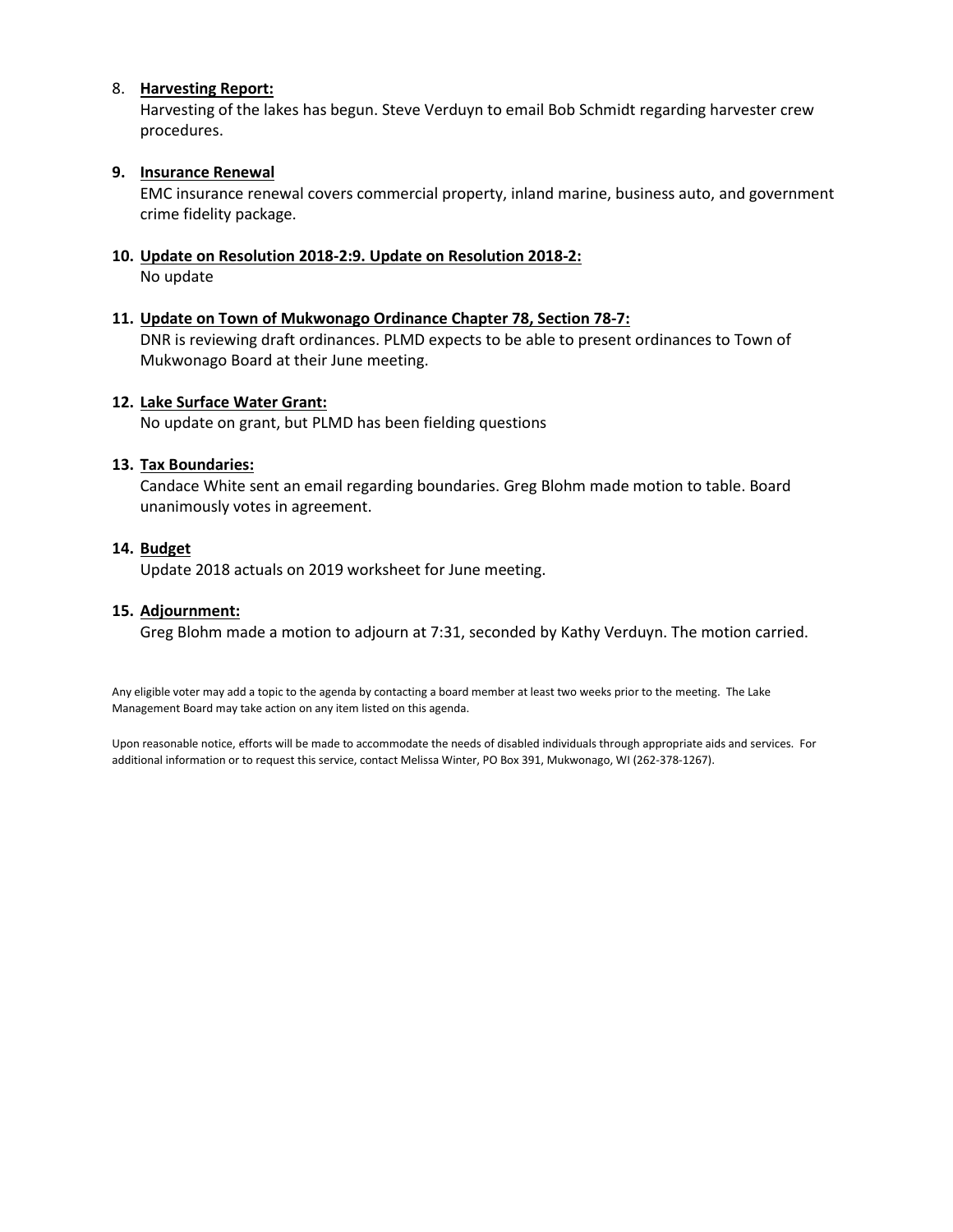8. **Harvesting Report:**
   Harvesting of the lakes has begun. Steve Verduyn to email Bob Schmidt regarding harvester crew procedures.

9. **Insurance Renewal**
   EMC insurance renewal covers commercial property, inland marine, business auto, and government crime fidelity package.

10. **Update on Resolution 2018-2:9. Update on Resolution 2018-2:**
    No update

11. **Update on Town of Mukwonago Ordinance Chapter 78, Section 78-7:**
    DNR is reviewing draft ordinances. PLMD expects to be able to present ordinances to Town of Mukwonago Board at their June meeting.

12. **Lake Surface Water Grant:**
    No update on grant, but PLMD has been fielding questions

13. **Tax Boundaries:**
    Candace White sent an email regarding boundaries. Greg Blohm made motion to table. Board unanimously votes in agreement.

14. **Budget**
    Update 2018 actuals on 2019 worksheet for June meeting.

15. **Adjournment:**
    Greg Blohm made a motion to adjourn at 7:31, seconded by Kathy Verduyn. The motion carried.

Any eligible voter may add a topic to the agenda by contacting a board member at least two weeks prior to the meeting. The Lake Management Board may take action on any item listed on this agenda.

Upon reasonable notice, efforts will be made to accommodate the needs of disabled individuals through appropriate aids and services. For additional information or to request this service, contact Melissa Winter, PO Box 391, Mukwonago, WI (262-378-1267).